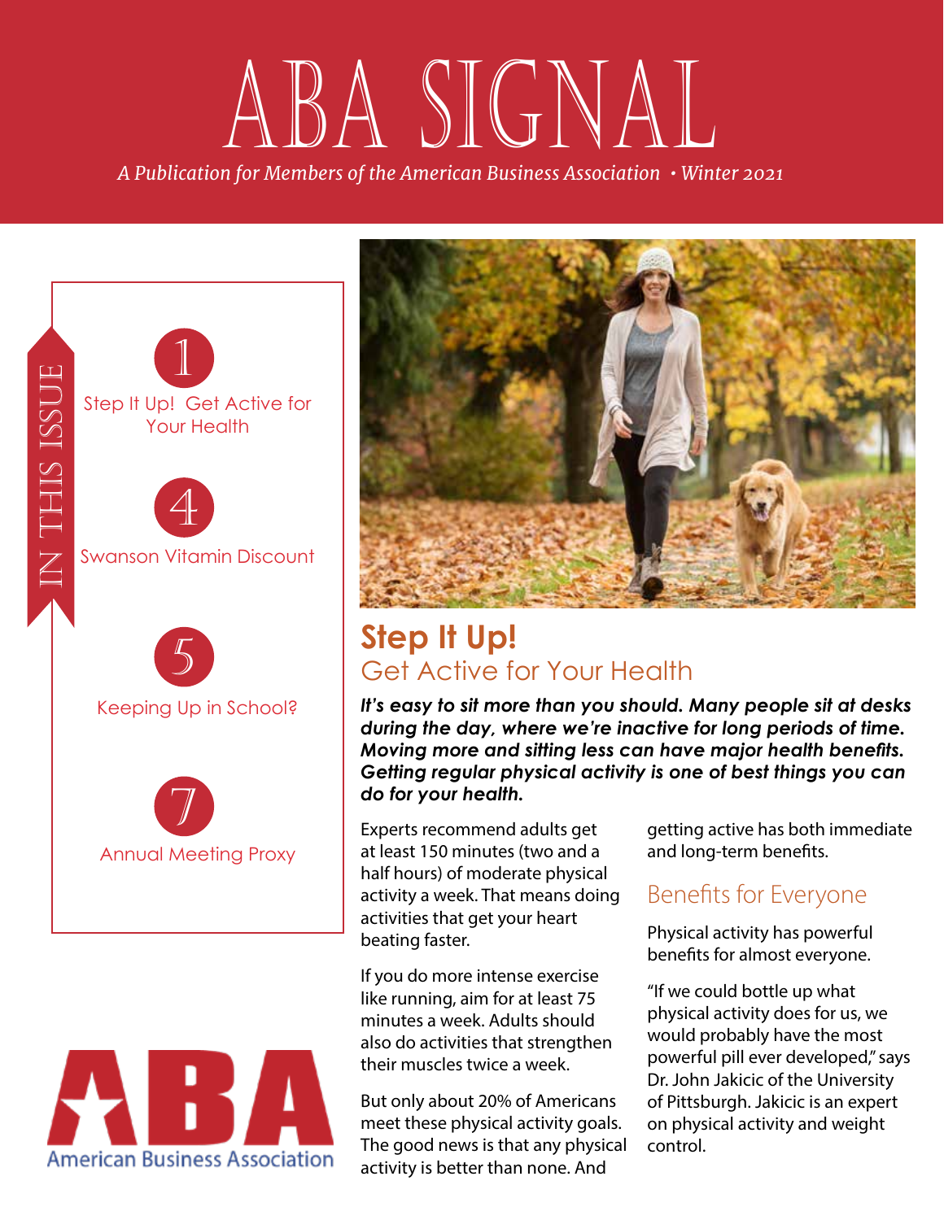# ABA SIGNAL

*A Publication for Members of the American Business Association • Winter 2021*

## IN THIS ISSUE

1 — Step It Up! Get Active for Your Health

4 — Swanson Vitamin Discount

5 — Keeping Up in School?

7 — Annual Meeting Proxy

ABA American Business Association

## Step It Up!

### Get Active for Your Health

***It's easy to sit more than you should. Many people sit at desks during the day, where we're inactive for long periods of time. Moving more and sitting less can have major health benefits. Getting regular physical activity is one of best things you can do for your health.***

Experts recommend adults get at least 150 minutes (two and a half hours) of moderate physical activity a week. That means doing activities that get your heart beating faster.

If you do more intense exercise like running, aim for at least 75 minutes a week. Adults should also do activities that strengthen their muscles twice a week.

But only about 20% of Americans meet these physical activity goals. The good news is that any physical activity is better than none. And getting active has both immediate and long-term benefits.

### Benefits for Everyone

Physical activity has powerful benefits for almost everyone.

"If we could bottle up what physical activity does for us, we would probably have the most powerful pill ever developed," says Dr. John Jakicic of the University of Pittsburgh. Jakicic is an expert on physical activity and weight control.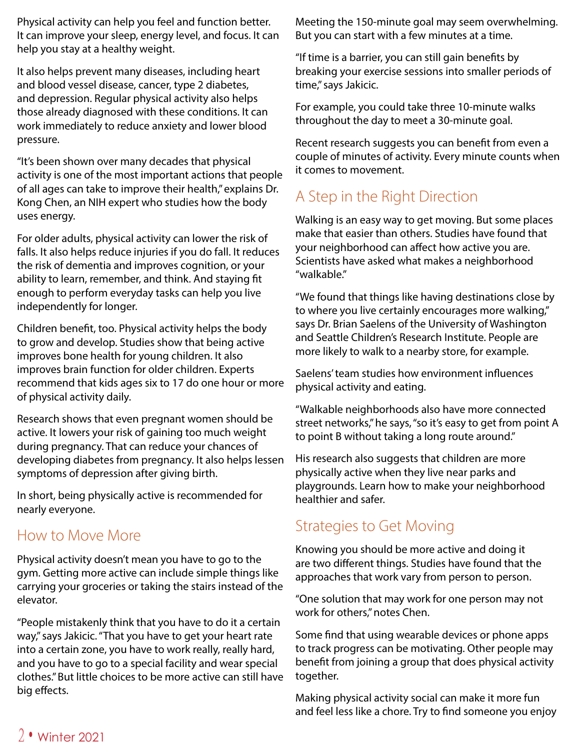Physical activity can help you feel and function better. It can improve your sleep, energy level, and focus. It can help you stay at a healthy weight.

It also helps prevent many diseases, including heart and blood vessel disease, cancer, type 2 diabetes, and depression. Regular physical activity also helps those already diagnosed with these conditions. It can work immediately to reduce anxiety and lower blood pressure.

"It's been shown over many decades that physical activity is one of the most important actions that people of all ages can take to improve their health," explains Dr. Kong Chen, an NIH expert who studies how the body uses energy.

For older adults, physical activity can lower the risk of falls. It also helps reduce injuries if you do fall. It reduces the risk of dementia and improves cognition, or your ability to learn, remember, and think. And staying fit enough to perform everyday tasks can help you live independently for longer.

Children benefit, too. Physical activity helps the body to grow and develop. Studies show that being active improves bone health for young children. It also improves brain function for older children. Experts recommend that kids ages six to 17 do one hour or more of physical activity daily.

Research shows that even pregnant women should be active. It lowers your risk of gaining too much weight during pregnancy. That can reduce your chances of developing diabetes from pregnancy. It also helps lessen symptoms of depression after giving birth.

In short, being physically active is recommended for nearly everyone.

## How to Move More

Physical activity doesn't mean you have to go to the gym. Getting more active can include simple things like carrying your groceries or taking the stairs instead of the elevator.

"People mistakenly think that you have to do it a certain way," says Jakicic. "That you have to get your heart rate into a certain zone, you have to work really, really hard, and you have to go to a special facility and wear special clothes." But little choices to be more active can still have big effects.

Meeting the 150-minute goal may seem overwhelming. But you can start with a few minutes at a time.

"If time is a barrier, you can still gain benefits by breaking your exercise sessions into smaller periods of time," says Jakicic.

For example, you could take three 10-minute walks throughout the day to meet a 30-minute goal.

Recent research suggests you can benefit from even a couple of minutes of activity. Every minute counts when it comes to movement.

## A Step in the Right Direction

Walking is an easy way to get moving. But some places make that easier than others. Studies have found that your neighborhood can affect how active you are. Scientists have asked what makes a neighborhood "walkable."

"We found that things like having destinations close by to where you live certainly encourages more walking," says Dr. Brian Saelens of the University of Washington and Seattle Children's Research Institute. People are more likely to walk to a nearby store, for example.

Saelens' team studies how environment influences physical activity and eating.

"Walkable neighborhoods also have more connected street networks," he says, "so it's easy to get from point A to point B without taking a long route around."

His research also suggests that children are more physically active when they live near parks and playgrounds. Learn how to make your neighborhood healthier and safer.

## Strategies to Get Moving

Knowing you should be more active and doing it are two different things. Studies have found that the approaches that work vary from person to person.

"One solution that may work for one person may not work for others," notes Chen.

Some find that using wearable devices or phone apps to track progress can be motivating. Other people may benefit from joining a group that does physical activity together.

Making physical activity social can make it more fun and feel less like a chore. Try to find someone you enjoy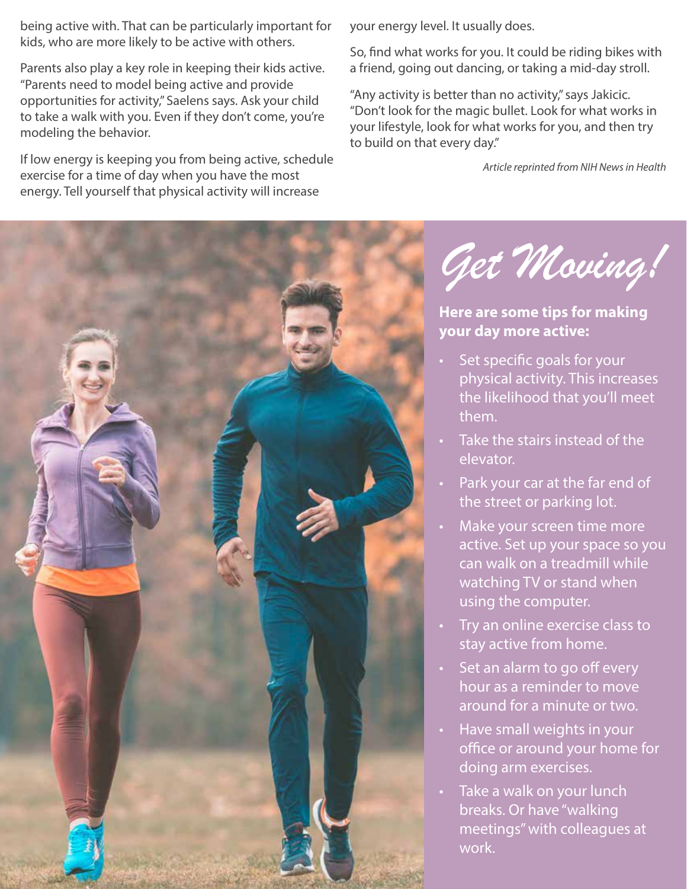being active with. That can be particularly important for kids, who are more likely to be active with others.

Parents also play a key role in keeping their kids active. "Parents need to model being active and provide opportunities for activity," Saelens says. Ask your child to take a walk with you. Even if they don't come, you're modeling the behavior.

If low energy is keeping you from being active, schedule exercise for a time of day when you have the most energy. Tell yourself that physical activity will increase your energy level. It usually does.

So, find what works for you. It could be riding bikes with a friend, going out dancing, or taking a mid-day stroll.

"Any activity is better than no activity," says Jakicic. "Don't look for the magic bullet. Look for what works in your lifestyle, look for what works for you, and then try to build on that every day."

*Article reprinted from NIH News in Health*

## *Get Moving!*

**Here are some tips for making your day more active:**

- Set specific goals for your physical activity. This increases the likelihood that you'll meet them.
- Take the stairs instead of the elevator.
- Park your car at the far end of the street or parking lot.
- Make your screen time more active. Set up your space so you can walk on a treadmill while watching TV or stand when using the computer.
- Try an online exercise class to stay active from home.
- Set an alarm to go off every hour as a reminder to move around for a minute or two.
- Have small weights in your office or around your home for doing arm exercises.
- Take a walk on your lunch breaks. Or have "walking meetings" with colleagues at work.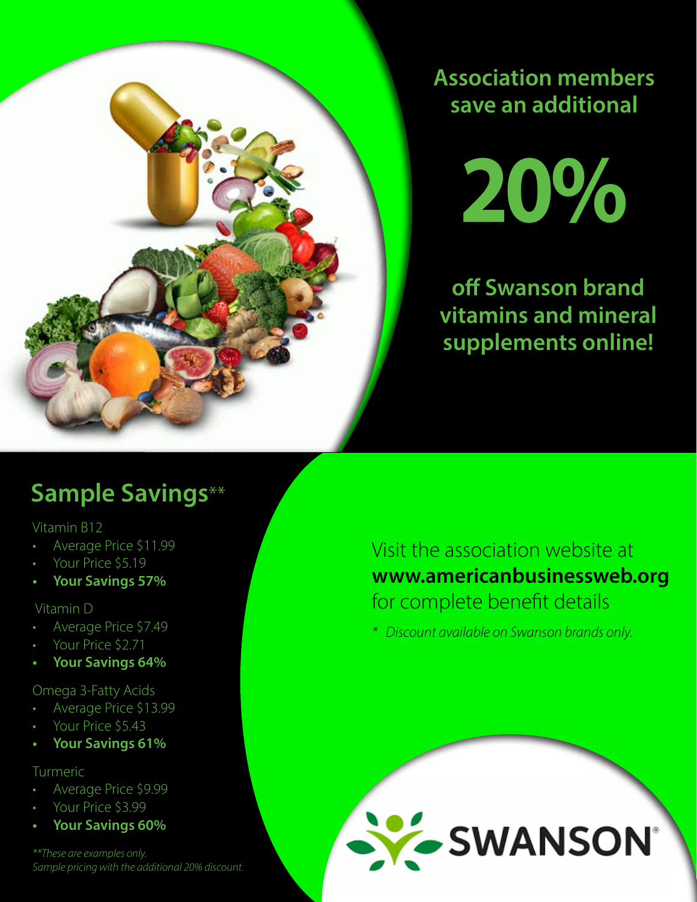## Association members save an additional

# 20%

## off Swanson brand vitamins and mineral supplements online!

## Sample Savings**

Vitamin B12

- Average Price $11.99
- Your Price $5.19
- **Your Savings 57%**

Vitamin D

- Average Price $7.49
- Your Price $2.71
- **Your Savings 64%**

Omega 3-Fatty Acids

- Average Price $13.99
- Your Price $5.43
- **Your Savings 61%**

Turmeric

- Average Price $9.99
- Your Price $3.99
- **Your Savings 60%**

*\*\*These are examples only.*
*Sample pricing with the additional 20% discount.*

Visit the association website at **www.americanbusinessweb.org** for complete benefit details

*\* Discount available on Swanson brands only.*

SWANSON®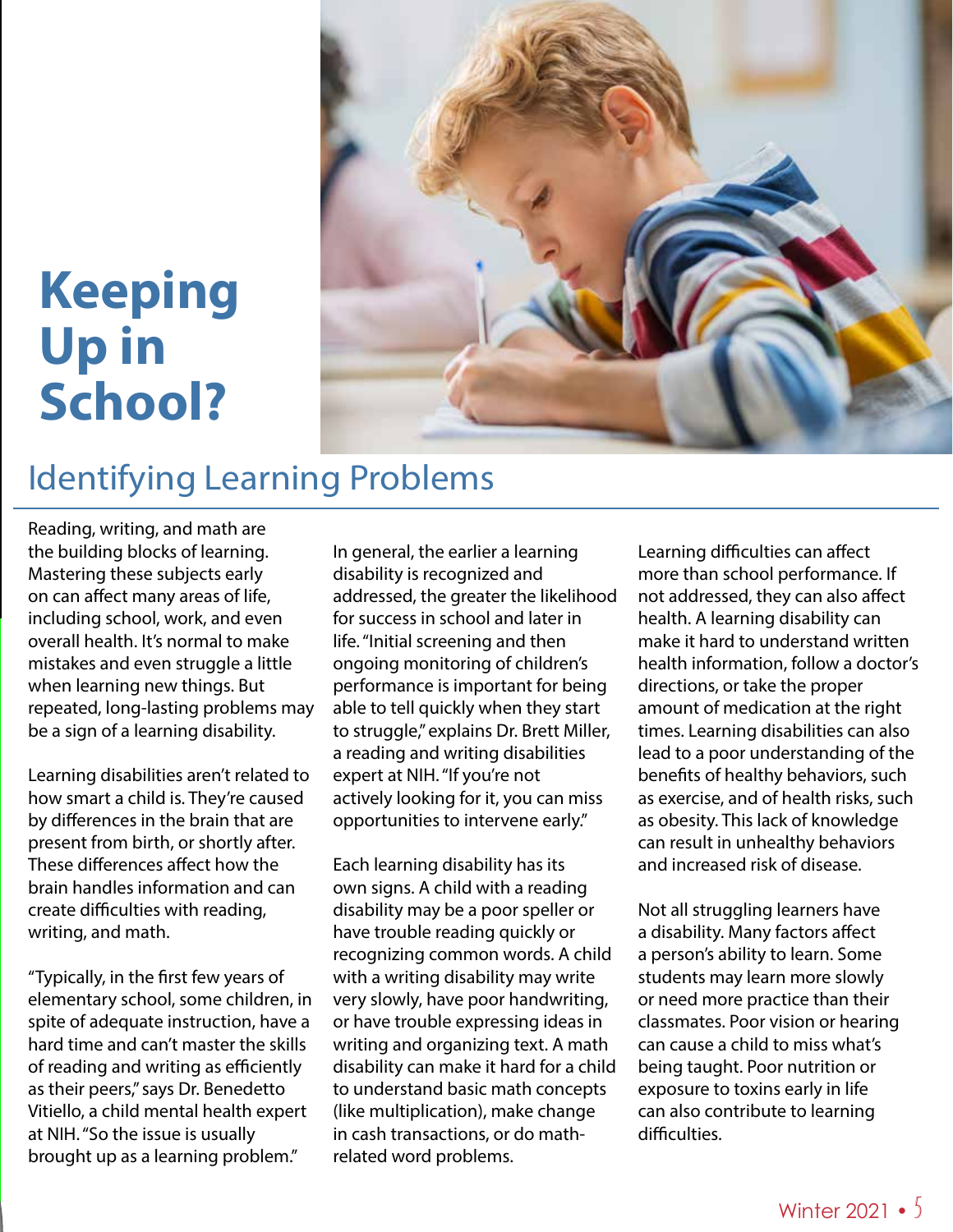# Keeping Up in School?

## Identifying Learning Problems

Reading, writing, and math are the building blocks of learning. Mastering these subjects early on can affect many areas of life, including school, work, and even overall health. It's normal to make mistakes and even struggle a little when learning new things. But repeated, long-lasting problems may be a sign of a learning disability.

Learning disabilities aren't related to how smart a child is. They're caused by differences in the brain that are present from birth, or shortly after. These differences affect how the brain handles information and can create difficulties with reading, writing, and math.

"Typically, in the first few years of elementary school, some children, in spite of adequate instruction, have a hard time and can't master the skills of reading and writing as efficiently as their peers," says Dr. Benedetto Vitiello, a child mental health expert at NIH. "So the issue is usually brought up as a learning problem."

In general, the earlier a learning disability is recognized and addressed, the greater the likelihood for success in school and later in life. "Initial screening and then ongoing monitoring of children's performance is important for being able to tell quickly when they start to struggle," explains Dr. Brett Miller, a reading and writing disabilities expert at NIH. "If you're not actively looking for it, you can miss opportunities to intervene early."

Each learning disability has its own signs. A child with a reading disability may be a poor speller or have trouble reading quickly or recognizing common words. A child with a writing disability may write very slowly, have poor handwriting, or have trouble expressing ideas in writing and organizing text. A math disability can make it hard for a child to understand basic math concepts (like multiplication), make change in cash transactions, or do math-related word problems.

Learning difficulties can affect more than school performance. If not addressed, they can also affect health. A learning disability can make it hard to understand written health information, follow a doctor's directions, or take the proper amount of medication at the right times. Learning disabilities can also lead to a poor understanding of the benefits of healthy behaviors, such as exercise, and of health risks, such as obesity. This lack of knowledge can result in unhealthy behaviors and increased risk of disease.

Not all struggling learners have a disability. Many factors affect a person's ability to learn. Some students may learn more slowly or need more practice than their classmates. Poor vision or hearing can cause a child to miss what's being taught. Poor nutrition or exposure to toxins early in life can also contribute to learning difficulties.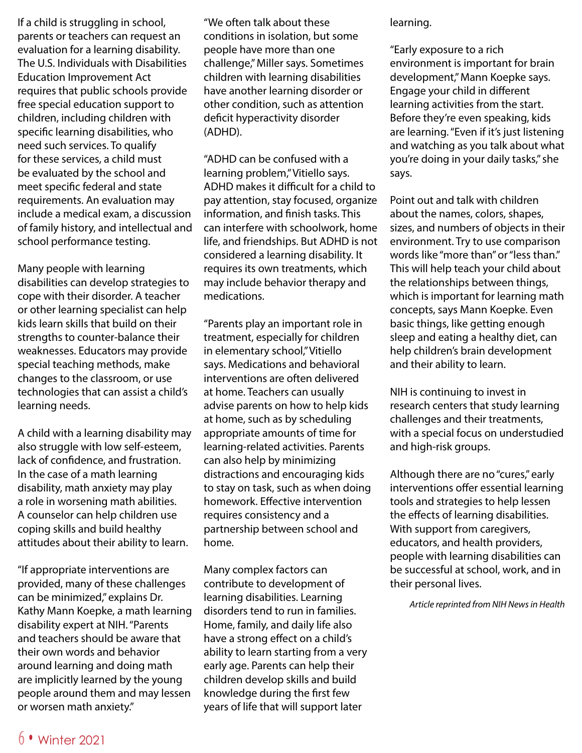If a child is struggling in school, parents or teachers can request an evaluation for a learning disability. The U.S. Individuals with Disabilities Education Improvement Act requires that public schools provide free special education support to children, including children with specific learning disabilities, who need such services. To qualify for these services, a child must be evaluated by the school and meet specific federal and state requirements. An evaluation may include a medical exam, a discussion of family history, and intellectual and school performance testing.

Many people with learning disabilities can develop strategies to cope with their disorder. A teacher or other learning specialist can help kids learn skills that build on their strengths to counter-balance their weaknesses. Educators may provide special teaching methods, make changes to the classroom, or use technologies that can assist a child's learning needs.

A child with a learning disability may also struggle with low self-esteem, lack of confidence, and frustration. In the case of a math learning disability, math anxiety may play a role in worsening math abilities. A counselor can help children use coping skills and build healthy attitudes about their ability to learn.

"If appropriate interventions are provided, many of these challenges can be minimized," explains Dr. Kathy Mann Koepke, a math learning disability expert at NIH. "Parents and teachers should be aware that their own words and behavior around learning and doing math are implicitly learned by the young people around them and may lessen or worsen math anxiety."

"We often talk about these conditions in isolation, but some people have more than one challenge," Miller says. Sometimes children with learning disabilities have another learning disorder or other condition, such as attention deficit hyperactivity disorder (ADHD).

"ADHD can be confused with a learning problem," Vitiello says. ADHD makes it difficult for a child to pay attention, stay focused, organize information, and finish tasks. This can interfere with schoolwork, home life, and friendships. But ADHD is not considered a learning disability. It requires its own treatments, which may include behavior therapy and medications.

"Parents play an important role in treatment, especially for children in elementary school," Vitiello says. Medications and behavioral interventions are often delivered at home. Teachers can usually advise parents on how to help kids at home, such as by scheduling appropriate amounts of time for learning-related activities. Parents can also help by minimizing distractions and encouraging kids to stay on task, such as when doing homework. Effective intervention requires consistency and a partnership between school and home.

Many complex factors can contribute to development of learning disabilities. Learning disorders tend to run in families. Home, family, and daily life also have a strong effect on a child's ability to learn starting from a very early age. Parents can help their children develop skills and build knowledge during the first few years of life that will support later learning.

"Early exposure to a rich environment is important for brain development," Mann Koepke says. Engage your child in different learning activities from the start. Before they're even speaking, kids are learning. "Even if it's just listening and watching as you talk about what you're doing in your daily tasks," she says.

Point out and talk with children about the names, colors, shapes, sizes, and numbers of objects in their environment. Try to use comparison words like "more than" or "less than." This will help teach your child about the relationships between things, which is important for learning math concepts, says Mann Koepke. Even basic things, like getting enough sleep and eating a healthy diet, can help children's brain development and their ability to learn.

NIH is continuing to invest in research centers that study learning challenges and their treatments, with a special focus on understudied and high-risk groups.

Although there are no "cures," early interventions offer essential learning tools and strategies to help lessen the effects of learning disabilities. With support from caregivers, educators, and health providers, people with learning disabilities can be successful at school, work, and in their personal lives.

*Article reprinted from NIH News in Health*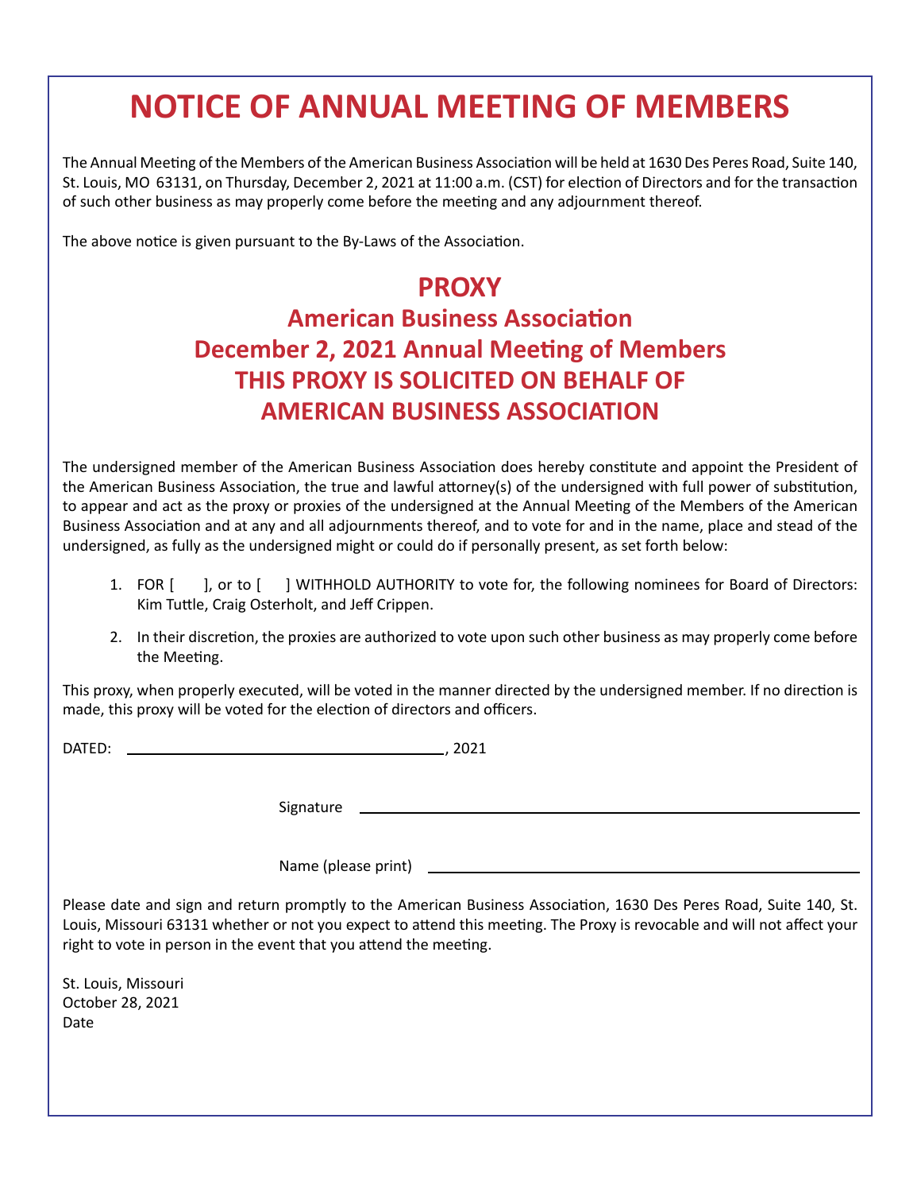# NOTICE OF ANNUAL MEETING OF MEMBERS

The Annual Meeting of the Members of the American Business Association will be held at 1630 Des Peres Road, Suite 140, St. Louis, MO 63131, on Thursday, December 2, 2021 at 11:00 a.m. (CST) for election of Directors and for the transaction of such other business as may properly come before the meeting and any adjournment thereof.

The above notice is given pursuant to the By-Laws of the Association.

## PROXY
## American Business Association
## December 2, 2021 Annual Meeting of Members
## THIS PROXY IS SOLICITED ON BEHALF OF AMERICAN BUSINESS ASSOCIATION

The undersigned member of the American Business Association does hereby constitute and appoint the President of the American Business Association, the true and lawful attorney(s) of the undersigned with full power of substitution, to appear and act as the proxy or proxies of the undersigned at the Annual Meeting of the Members of the American Business Association and at any and all adjournments thereof, and to vote for and in the name, place and stead of the undersigned, as fully as the undersigned might or could do if personally present, as set forth below:

1. FOR [    ], or to [    ] WITHHOLD AUTHORITY to vote for, the following nominees for Board of Directors: Kim Tuttle, Craig Osterholt, and Jeff Crippen.
2. In their discretion, the proxies are authorized to vote upon such other business as may properly come before the Meeting.

This proxy, when properly executed, will be voted in the manner directed by the undersigned member. If no direction is made, this proxy will be voted for the election of directors and officers.

DATED: ______________________________, 2021

Signature ______________________________

Name (please print) ______________________________

Please date and sign and return promptly to the American Business Association, 1630 Des Peres Road, Suite 140, St. Louis, Missouri 63131 whether or not you expect to attend this meeting. The Proxy is revocable and will not affect your right to vote in person in the event that you attend the meeting.

St. Louis, Missouri
October 28, 2021
Date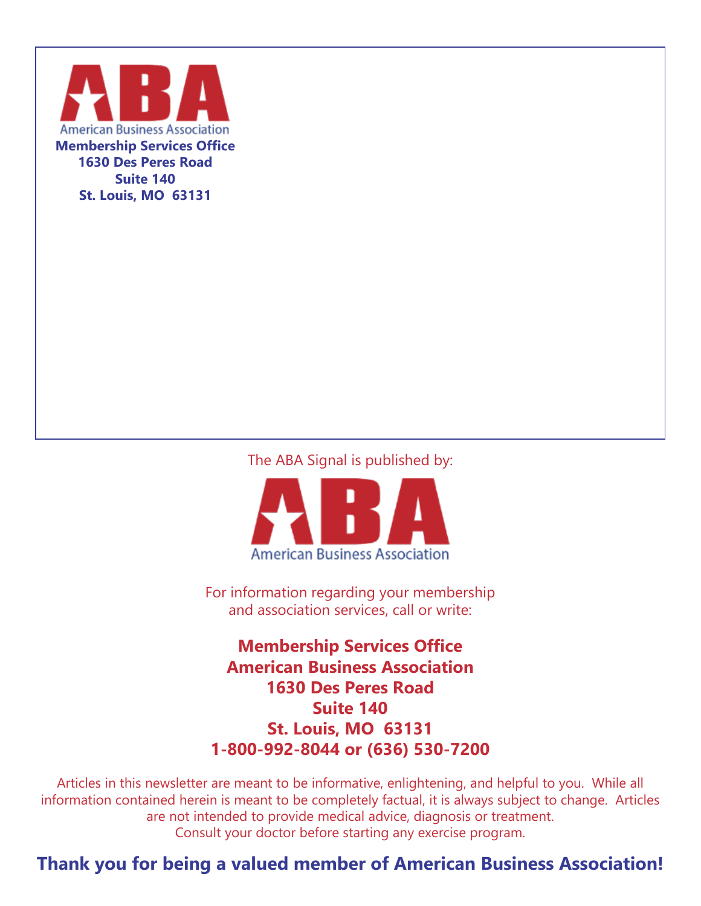ABA

American Business Association

**Membership Services Office**
**1630 Des Peres Road**
**Suite 140**
**St. Louis, MO 63131**

The ABA Signal is published by:

ABA

American Business Association

For information regarding your membership and association services, call or write:

**Membership Services Office**
**American Business Association**
**1630 Des Peres Road**
**Suite 140**
**St. Louis, MO 63131**
**1-800-992-8044 or (636) 530-7200**

Articles in this newsletter are meant to be informative, enlightening, and helpful to you. While all information contained herein is meant to be completely factual, it is always subject to change. Articles are not intended to provide medical advice, diagnosis or treatment. Consult your doctor before starting any exercise program.

**Thank you for being a valued member of American Business Association!**